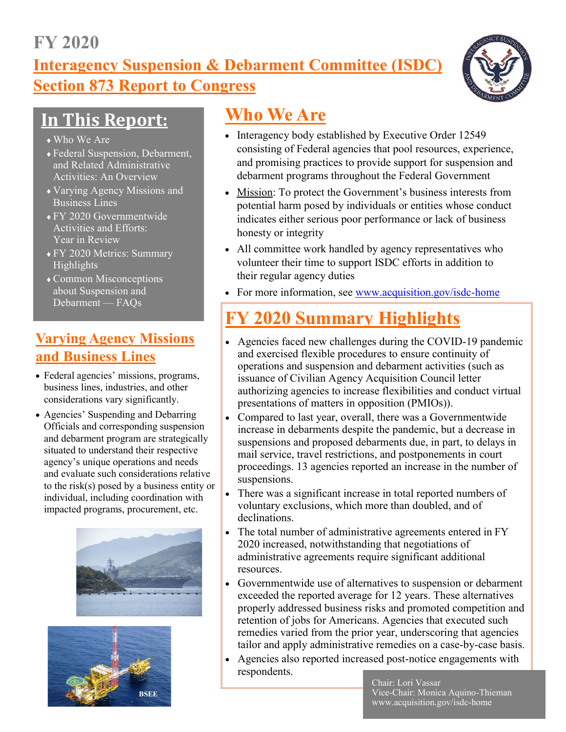# FY 2020

## Interagency Suspension & Debarment Committee (ISDC) Section 873 Report to Congress

## In This Report:

- Who We Are
- Federal Suspension, Debarment, and Related Administrative Activities: An Overview
- Varying Agency Missions and Business Lines
- FY 2020 Governmentwide Activities and Efforts: Year in Review
- FY 2020 Metrics: Summary Highlights
- Common Misconceptions about Suspension and Debarment — FAQs

## Varying Agency Missions and Business Lines

- Federal agencies' missions, programs, business lines, industries, and other considerations vary significantly.
- Agencies' Suspending and Debarring Officials and corresponding suspension and debarment program are strategically situated to understand their respective agency's unique operations and needs and evaluate such considerations relative to the risk(s) posed by a business entity or individual, including coordination with impacted programs, procurement, etc.

BSEE

## Who We Are

- Interagency body established by Executive Order 12549 consisting of Federal agencies that pool resources, experience, and promising practices to provide support for suspension and debarment programs throughout the Federal Government
- Mission: To protect the Government's business interests from potential harm posed by individuals or entities whose conduct indicates either serious poor performance or lack of business honesty or integrity
- All committee work handled by agency representatives who volunteer their time to support ISDC efforts in addition to their regular agency duties
- For more information, see www.acquisition.gov/isdc-home

## FY 2020 Summary Highlights

- Agencies faced new challenges during the COVID-19 pandemic and exercised flexible procedures to ensure continuity of operations and suspension and debarment activities (such as issuance of Civilian Agency Acquisition Council letter authorizing agencies to increase flexibilities and conduct virtual presentations of matters in opposition (PMIOs)).
- Compared to last year, overall, there was a Governmentwide increase in debarments despite the pandemic, but a decrease in suspensions and proposed debarments due, in part, to delays in mail service, travel restrictions, and postponements in court proceedings. 13 agencies reported an increase in the number of suspensions.
- There was a significant increase in total reported numbers of voluntary exclusions, which more than doubled, and of declinations.
- The total number of administrative agreements entered in FY 2020 increased, notwithstanding that negotiations of administrative agreements require significant additional resources.
- Governmentwide use of alternatives to suspension or debarment exceeded the reported average for 12 years. These alternatives properly addressed business risks and promoted competition and retention of jobs for Americans. Agencies that executed such remedies varied from the prior year, underscoring that agencies tailor and apply administrative remedies on a case-by-case basis.
- Agencies also reported increased post-notice engagements with respondents.

Chair: Lori Vassar
Vice-Chair: Monica Aquino-Thieman
www.acquisition.gov/isdc-home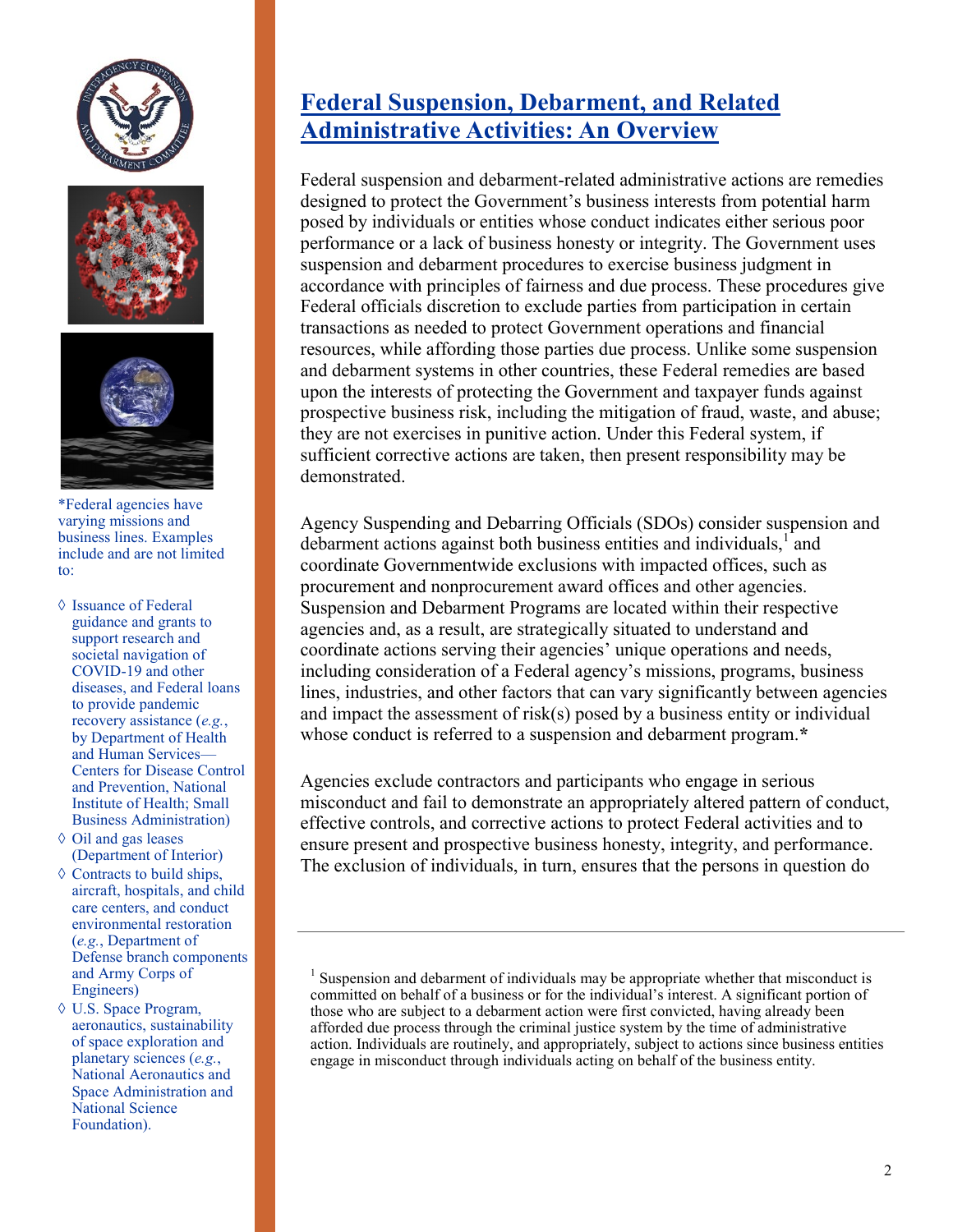# Federal Suspension, Debarment, and Related Administrative Activities: An Overview

Federal suspension and debarment-related administrative actions are remedies designed to protect the Government's business interests from potential harm posed by individuals or entities whose conduct indicates either serious poor performance or a lack of business honesty or integrity. The Government uses suspension and debarment procedures to exercise business judgment in accordance with principles of fairness and due process. These procedures give Federal officials discretion to exclude parties from participation in certain transactions as needed to protect Government operations and financial resources, while affording those parties due process. Unlike some suspension and debarment systems in other countries, these Federal remedies are based upon the interests of protecting the Government and taxpayer funds against prospective business risk, including the mitigation of fraud, waste, and abuse; they are not exercises in punitive action. Under this Federal system, if sufficient corrective actions are taken, then present responsibility may be demonstrated.

Agency Suspending and Debarring Officials (SDOs) consider suspension and debarment actions against both business entities and individuals,[1] and coordinate Governmentwide exclusions with impacted offices, such as procurement and nonprocurement award offices and other agencies. Suspension and Debarment Programs are located within their respective agencies and, as a result, are strategically situated to understand and coordinate actions serving their agencies' unique operations and needs, including consideration of a Federal agency's missions, programs, business lines, industries, and other factors that can vary significantly between agencies and impact the assessment of risk(s) posed by a business entity or individual whose conduct is referred to a suspension and debarment program.*

Agencies exclude contractors and participants who engage in serious misconduct and fail to demonstrate an appropriately altered pattern of conduct, effective controls, and corrective actions to protect Federal activities and to ensure present and prospective business honesty, integrity, and performance. The exclusion of individuals, in turn, ensures that the persons in question do

*Federal agencies have varying missions and business lines. Examples include and are not limited to:

- ◊ Issuance of Federal guidance and grants to support research and societal navigation of COVID-19 and other diseases, and Federal loans to provide pandemic recovery assistance (*e.g.*, by Department of Health and Human Services—Centers for Disease Control and Prevention, National Institute of Health; Small Business Administration)
- ◊ Oil and gas leases (Department of Interior)
- ◊ Contracts to build ships, aircraft, hospitals, and child care centers, and conduct environmental restoration (*e.g.*, Department of Defense branch components and Army Corps of Engineers)
- ◊ U.S. Space Program, aeronautics, sustainability of space exploration and planetary sciences (*e.g.*, National Aeronautics and Space Administration and National Science Foundation).

---

[1] Suspension and debarment of individuals may be appropriate whether that misconduct is committed on behalf of a business or for the individual's interest. A significant portion of those who are subject to a debarment action were first convicted, having already been afforded due process through the criminal justice system by the time of administrative action. Individuals are routinely, and appropriately, subject to actions since business entities engage in misconduct through individuals acting on behalf of the business entity.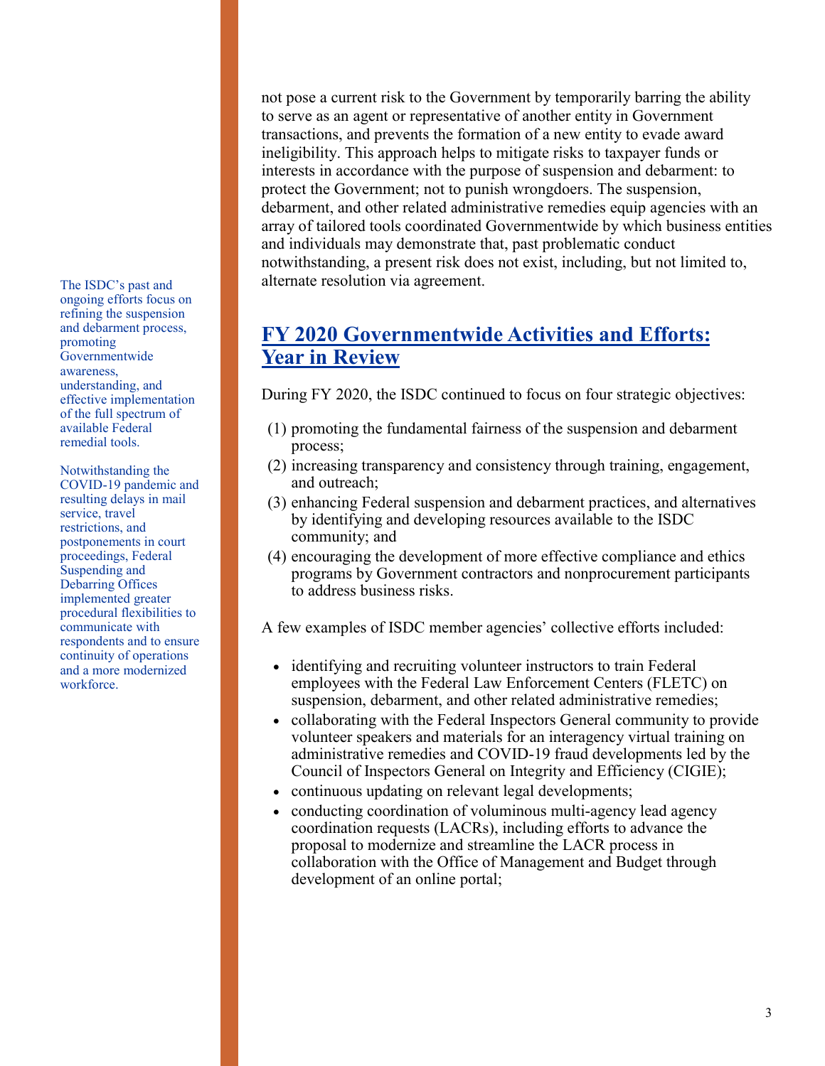not pose a current risk to the Government by temporarily barring the ability to serve as an agent or representative of another entity in Government transactions, and prevents the formation of a new entity to evade award ineligibility. This approach helps to mitigate risks to taxpayer funds or interests in accordance with the purpose of suspension and debarment: to protect the Government; not to punish wrongdoers. The suspension, debarment, and other related administrative remedies equip agencies with an array of tailored tools coordinated Governmentwide by which business entities and individuals may demonstrate that, past problematic conduct notwithstanding, a present risk does not exist, including, but not limited to, alternate resolution via agreement.

The ISDC's past and ongoing efforts focus on refining the suspension and debarment process, promoting Governmentwide awareness, understanding, and effective implementation of the full spectrum of available Federal remedial tools.

Notwithstanding the COVID-19 pandemic and resulting delays in mail service, travel restrictions, and postponements in court proceedings, Federal Suspending and Debarring Offices implemented greater procedural flexibilities to communicate with respondents and to ensure continuity of operations and a more modernized workforce.

## FY 2020 Governmentwide Activities and Efforts: Year in Review

During FY 2020, the ISDC continued to focus on four strategic objectives:

(1) promoting the fundamental fairness of the suspension and debarment process;
(2) increasing transparency and consistency through training, engagement, and outreach;
(3) enhancing Federal suspension and debarment practices, and alternatives by identifying and developing resources available to the ISDC community; and
(4) encouraging the development of more effective compliance and ethics programs by Government contractors and nonprocurement participants to address business risks.

A few examples of ISDC member agencies' collective efforts included:

- identifying and recruiting volunteer instructors to train Federal employees with the Federal Law Enforcement Centers (FLETC) on suspension, debarment, and other related administrative remedies;
- collaborating with the Federal Inspectors General community to provide volunteer speakers and materials for an interagency virtual training on administrative remedies and COVID-19 fraud developments led by the Council of Inspectors General on Integrity and Efficiency (CIGIE);
- continuous updating on relevant legal developments;
- conducting coordination of voluminous multi-agency lead agency coordination requests (LACRs), including efforts to advance the proposal to modernize and streamline the LACR process in collaboration with the Office of Management and Budget through development of an online portal;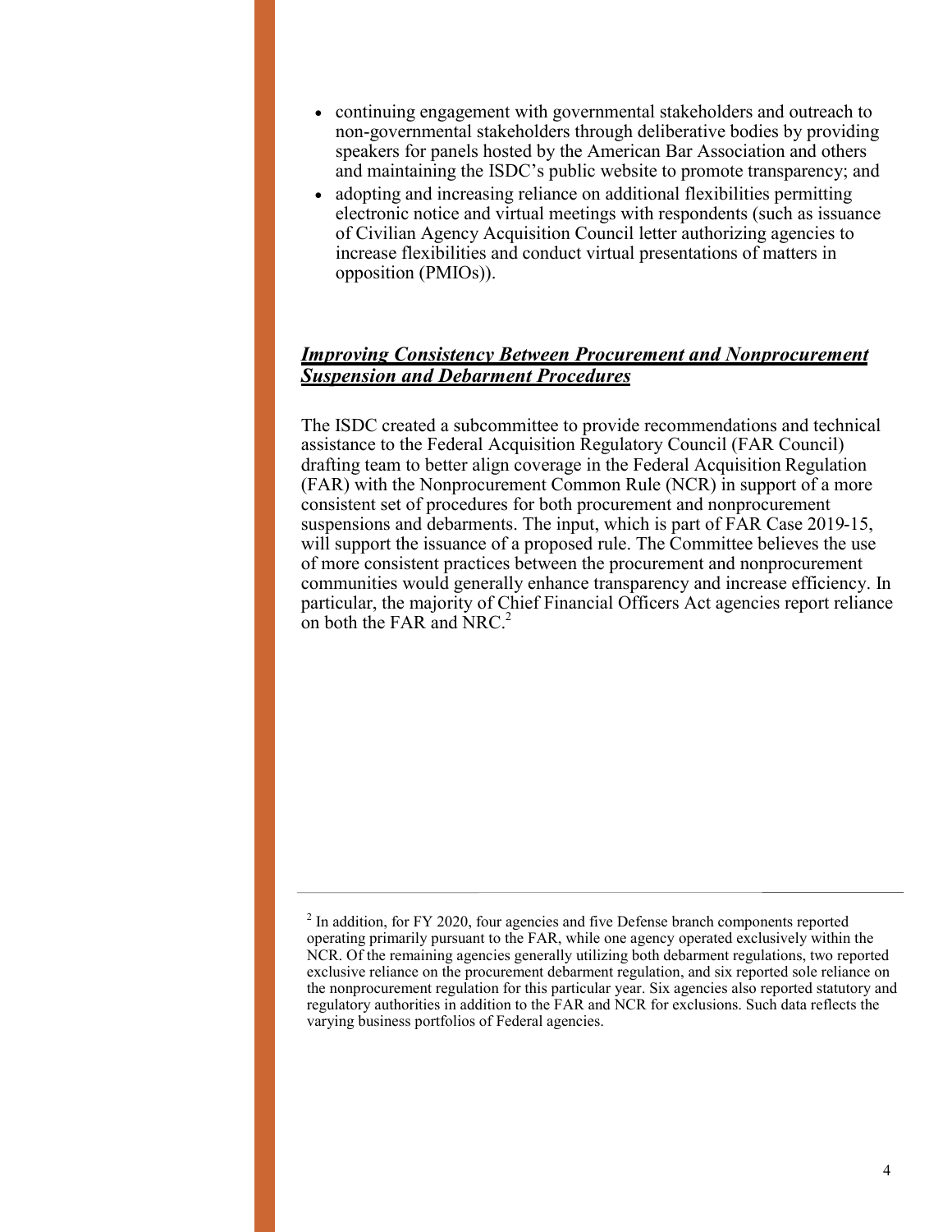- continuing engagement with governmental stakeholders and outreach to non-governmental stakeholders through deliberative bodies by providing speakers for panels hosted by the American Bar Association and others and maintaining the ISDC's public website to promote transparency; and
- adopting and increasing reliance on additional flexibilities permitting electronic notice and virtual meetings with respondents (such as issuance of Civilian Agency Acquisition Council letter authorizing agencies to increase flexibilities and conduct virtual presentations of matters in opposition (PMIOs)).

## ***Improving Consistency Between Procurement and Nonprocurement Suspension and Debarment Procedures***

The ISDC created a subcommittee to provide recommendations and technical assistance to the Federal Acquisition Regulatory Council (FAR Council) drafting team to better align coverage in the Federal Acquisition Regulation (FAR) with the Nonprocurement Common Rule (NCR) in support of a more consistent set of procedures for both procurement and nonprocurement suspensions and debarments. The input, which is part of FAR Case 2019-15, will support the issuance of a proposed rule. The Committee believes the use of more consistent practices between the procurement and nonprocurement communities would generally enhance transparency and increase efficiency. In particular, the majority of Chief Financial Officers Act agencies report reliance on both the FAR and NRC.[2]

---

[2] In addition, for FY 2020, four agencies and five Defense branch components reported operating primarily pursuant to the FAR, while one agency operated exclusively within the NCR. Of the remaining agencies generally utilizing both debarment regulations, two reported exclusive reliance on the procurement debarment regulation, and six reported sole reliance on the nonprocurement regulation for this particular year. Six agencies also reported statutory and regulatory authorities in addition to the FAR and NCR for exclusions. Such data reflects the varying business portfolios of Federal agencies.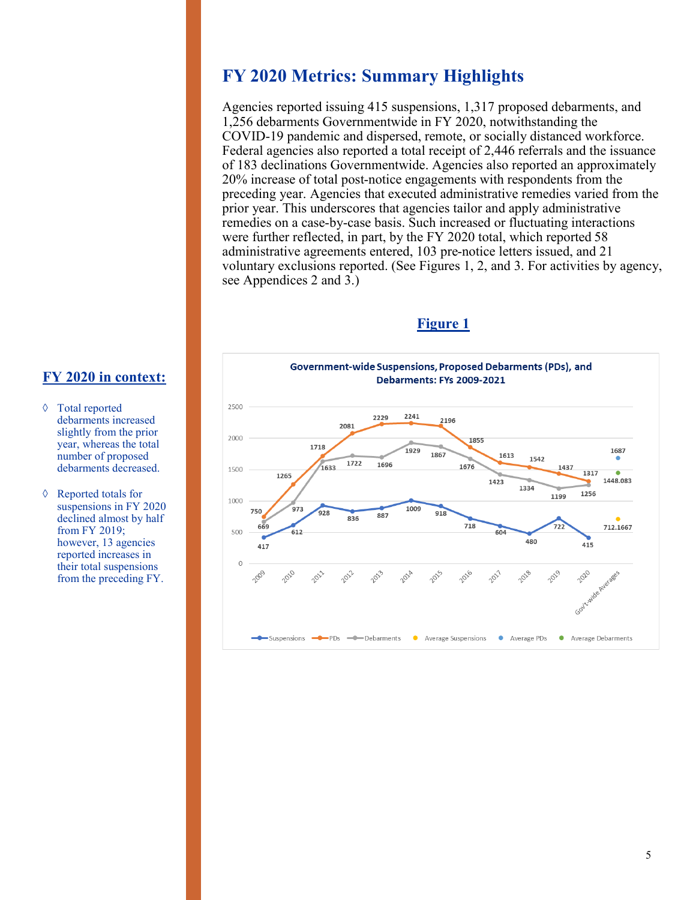# FY 2020 Metrics: Summary Highlights

Agencies reported issuing 415 suspensions, 1,317 proposed debarments, and 1,256 debarments Governmentwide in FY 2020, notwithstanding the COVID-19 pandemic and dispersed, remote, or socially distanced workforce. Federal agencies also reported a total receipt of 2,446 referrals and the issuance of 183 declinations Governmentwide. Agencies also reported an approximately 20% increase of total post-notice engagements with respondents from the preceding year. Agencies that executed administrative remedies varied from the prior year. This underscores that agencies tailor and apply administrative remedies on a case-by-case basis. Such increased or fluctuating interactions were further reflected, in part, by the FY 2020 total, which reported 58 administrative agreements entered, 103 pre-notice letters issued, and 21 voluntary exclusions reported. (See Figures 1, 2, and 3. For activities by agency, see Appendices 2 and 3.)

## Figure 1

**Government-wide Suspensions, Proposed Debarments (PDs), and Debarments: FYs 2009-2021**

| Year | Suspensions | PDs | Debarments |
|---|---|---|---|
| 2009 | 417 | 750 | 669 |
| 2010 | 612 | 1265 | 973 |
| 2011 | 928 | 1718 | 1633 |
| 2012 | 836 | 2081 | 1722 |
| 2013 | 887 | 2229 | 1696 |
| 2014 | 1009 | 2241 | 1929 |
| 2015 | 918 | 2196 | 1867 |
| 2016 | 718 | 1855 | 1676 |
| 2017 | 604 | 1613 | 1423 |
| 2018 | 480 | 1542 | 1334 |
| 2019 | 722 | 1437 | 1199 |
| 2020 | 415 | 1317 | 1256 |
| Gov't-wide Averages | 712.1667 | 1687 | 1448.083 |

### FY 2020 in context:

- ◊ Total reported debarments increased slightly from the prior year, whereas the total number of proposed debarments decreased.
- ◊ Reported totals for suspensions in FY 2020 declined almost by half from FY 2019; however, 13 agencies reported increases in their total suspensions from the preceding FY.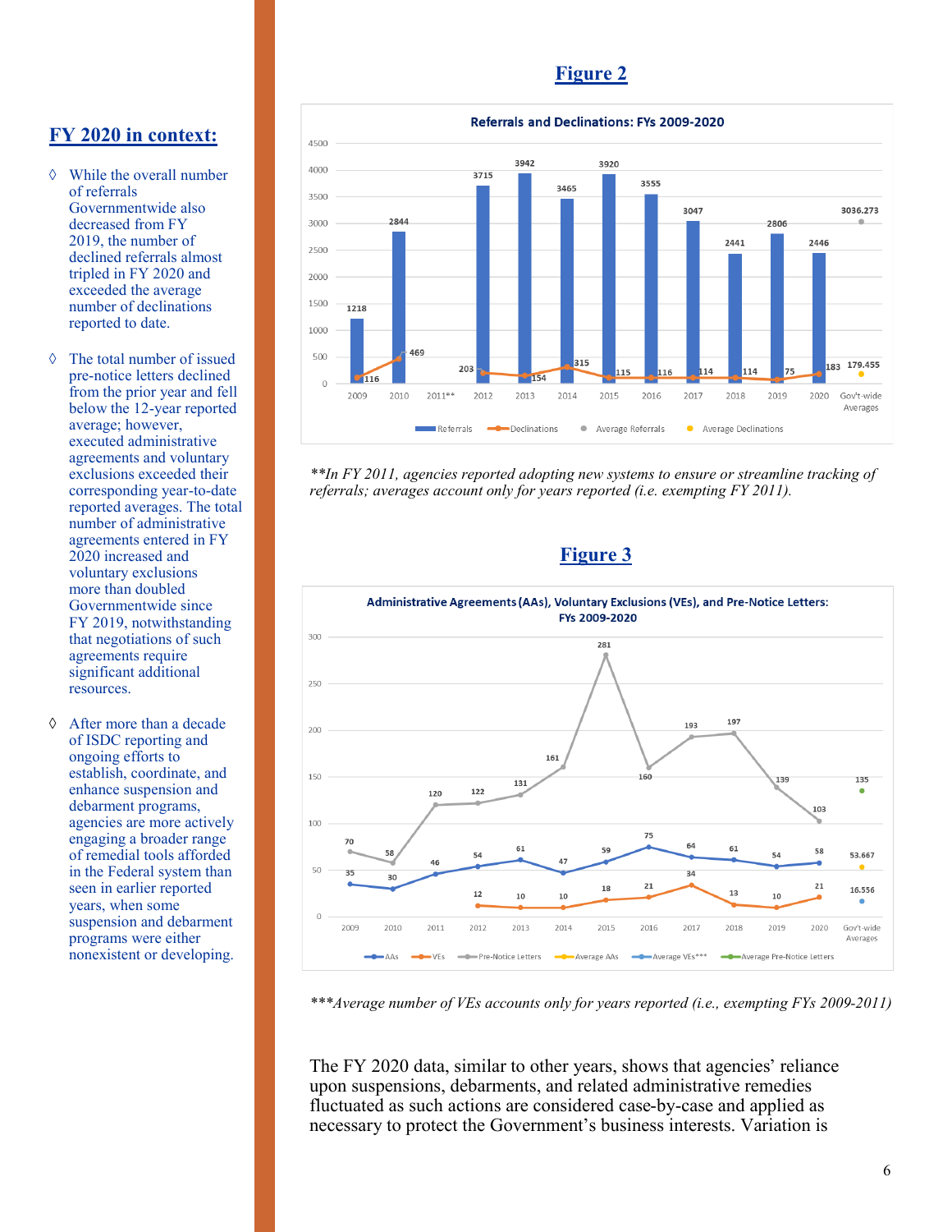## FY 2020 in context:

- ◊ While the overall number of referrals Governmentwide also decreased from FY 2019, the number of declined referrals almost tripled in FY 2020 and exceeded the average number of declinations reported to date.
- ◊ The total number of issued pre-notice letters declined from the prior year and fell below the 12-year reported average; however, executed administrative agreements and voluntary exclusions exceeded their corresponding year-to-date reported averages. The total number of administrative agreements entered in FY 2020 increased and voluntary exclusions more than doubled Governmentwide since FY 2019, notwithstanding that negotiations of such agreements require significant additional resources.
- ◊ After more than a decade of ISDC reporting and ongoing efforts to establish, coordinate, and enhance suspension and debarment programs, agencies are more actively engaging a broader range of remedial tools afforded in the Federal system than seen in earlier reported years, when some suspension and debarment programs were either nonexistent or developing.

## Figure 2

**Referrals and Declinations: FYs 2009-2020**

| | 2009 | 2010 | 2011** | 2012 | 2013 | 2014 | 2015 | 2016 | 2017 | 2018 | 2019 | 2020 | Gov't-wide Averages |
|---|---|---|---|---|---|---|---|---|---|---|---|---|---|
| Referrals | 1218 | 2844 | | 3715 | 3942 | 3465 | 3920 | 3555 | 3047 | 2441 | 2806 | 2446 | 3036.273 |
| Declinations | 116 | 469 | | 203 | 154 | 315 | 115 | 116 | 114 | 114 | 75 | 183 | 179.455 |

*\*\*In FY 2011, agencies reported adopting new systems to ensure or streamline tracking of referrals; averages account only for years reported (i.e. exempting FY 2011).*

## Figure 3

**Administrative Agreements (AAs), Voluntary Exclusions (VEs), and Pre-Notice Letters: FYs 2009-2020**

| | 2009 | 2010 | 2011 | 2012 | 2013 | 2014 | 2015 | 2016 | 2017 | 2018 | 2019 | 2020 | Gov't-wide Averages |
|---|---|---|---|---|---|---|---|---|---|---|---|---|---|
| AAs | 35 | 30 | 46 | 54 | 61 | 47 | 59 | 75 | 64 | 61 | 54 | 58 | 53.667 |
| VEs | | | | 12 | 10 | 10 | 18 | 21 | 34 | 13 | 10 | 21 | 16.556 |
| Pre-Notice Letters | 70 | 58 | 120 | 122 | 131 | 161 | 281 | 160 | 193 | 197 | 139 | 103 | 135 |

*\*\*\*Average number of VEs accounts only for years reported (i.e., exempting FYs 2009-2011)*

The FY 2020 data, similar to other years, shows that agencies' reliance upon suspensions, debarments, and related administrative remedies fluctuated as such actions are considered case-by-case and applied as necessary to protect the Government's business interests. Variation is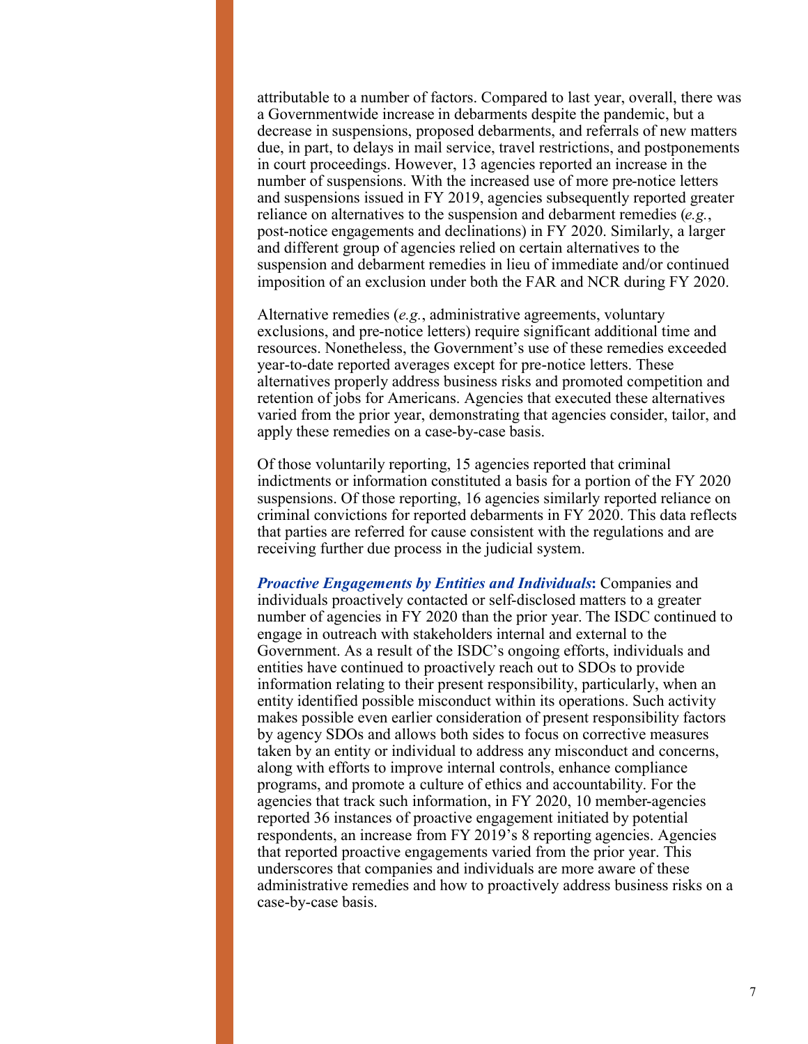attributable to a number of factors. Compared to last year, overall, there was a Governmentwide increase in debarments despite the pandemic, but a decrease in suspensions, proposed debarments, and referrals of new matters due, in part, to delays in mail service, travel restrictions, and postponements in court proceedings. However, 13 agencies reported an increase in the number of suspensions. With the increased use of more pre-notice letters and suspensions issued in FY 2019, agencies subsequently reported greater reliance on alternatives to the suspension and debarment remedies (*e.g.*, post-notice engagements and declinations) in FY 2020. Similarly, a larger and different group of agencies relied on certain alternatives to the suspension and debarment remedies in lieu of immediate and/or continued imposition of an exclusion under both the FAR and NCR during FY 2020.

Alternative remedies (*e.g.*, administrative agreements, voluntary exclusions, and pre-notice letters) require significant additional time and resources. Nonetheless, the Government's use of these remedies exceeded year-to-date reported averages except for pre-notice letters. These alternatives properly address business risks and promoted competition and retention of jobs for Americans. Agencies that executed these alternatives varied from the prior year, demonstrating that agencies consider, tailor, and apply these remedies on a case-by-case basis.

Of those voluntarily reporting, 15 agencies reported that criminal indictments or information constituted a basis for a portion of the FY 2020 suspensions. Of those reporting, 16 agencies similarly reported reliance on criminal convictions for reported debarments in FY 2020. This data reflects that parties are referred for cause consistent with the regulations and are receiving further due process in the judicial system.

***Proactive Engagements by Entities and Individuals*:** Companies and individuals proactively contacted or self-disclosed matters to a greater number of agencies in FY 2020 than the prior year. The ISDC continued to engage in outreach with stakeholders internal and external to the Government. As a result of the ISDC's ongoing efforts, individuals and entities have continued to proactively reach out to SDOs to provide information relating to their present responsibility, particularly, when an entity identified possible misconduct within its operations. Such activity makes possible even earlier consideration of present responsibility factors by agency SDOs and allows both sides to focus on corrective measures taken by an entity or individual to address any misconduct and concerns, along with efforts to improve internal controls, enhance compliance programs, and promote a culture of ethics and accountability. For the agencies that track such information, in FY 2020, 10 member-agencies reported 36 instances of proactive engagement initiated by potential respondents, an increase from FY 2019's 8 reporting agencies. Agencies that reported proactive engagements varied from the prior year. This underscores that companies and individuals are more aware of these administrative remedies and how to proactively address business risks on a case-by-case basis.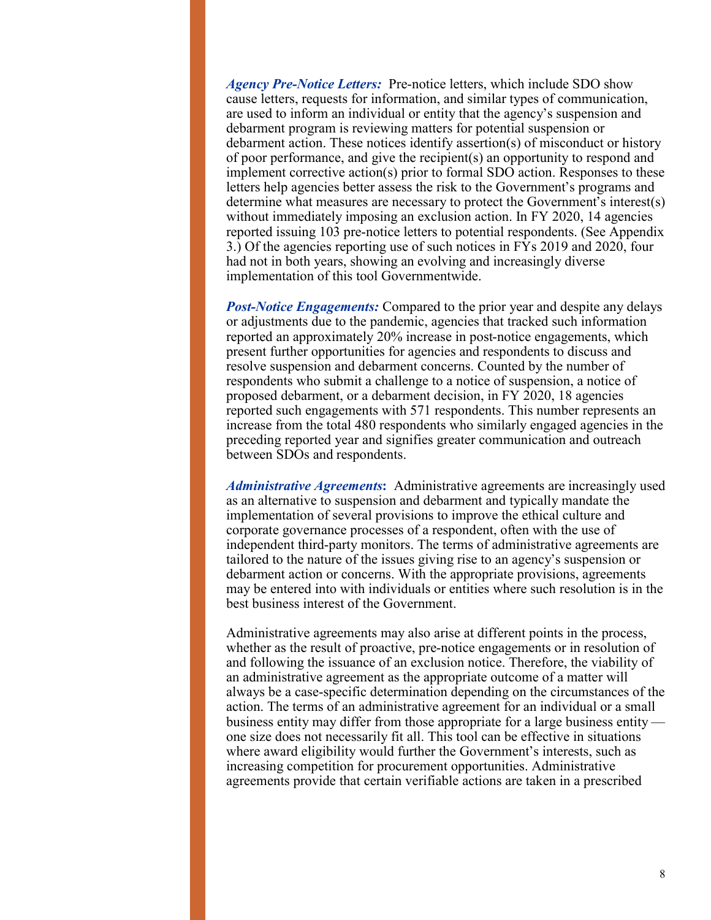***Agency Pre-Notice Letters:*** Pre-notice letters, which include SDO show cause letters, requests for information, and similar types of communication, are used to inform an individual or entity that the agency's suspension and debarment program is reviewing matters for potential suspension or debarment action. These notices identify assertion(s) of misconduct or history of poor performance, and give the recipient(s) an opportunity to respond and implement corrective action(s) prior to formal SDO action. Responses to these letters help agencies better assess the risk to the Government's programs and determine what measures are necessary to protect the Government's interest(s) without immediately imposing an exclusion action. In FY 2020, 14 agencies reported issuing 103 pre-notice letters to potential respondents. (See Appendix 3.) Of the agencies reporting use of such notices in FYs 2019 and 2020, four had not in both years, showing an evolving and increasingly diverse implementation of this tool Governmentwide.

***Post-Notice Engagements:*** Compared to the prior year and despite any delays or adjustments due to the pandemic, agencies that tracked such information reported an approximately 20% increase in post-notice engagements, which present further opportunities for agencies and respondents to discuss and resolve suspension and debarment concerns. Counted by the number of respondents who submit a challenge to a notice of suspension, a notice of proposed debarment, or a debarment decision, in FY 2020, 18 agencies reported such engagements with 571 respondents. This number represents an increase from the total 480 respondents who similarly engaged agencies in the preceding reported year and signifies greater communication and outreach between SDOs and respondents.

***Administrative Agreements*****:** Administrative agreements are increasingly used as an alternative to suspension and debarment and typically mandate the implementation of several provisions to improve the ethical culture and corporate governance processes of a respondent, often with the use of independent third-party monitors. The terms of administrative agreements are tailored to the nature of the issues giving rise to an agency's suspension or debarment action or concerns. With the appropriate provisions, agreements may be entered into with individuals or entities where such resolution is in the best business interest of the Government.

Administrative agreements may also arise at different points in the process, whether as the result of proactive, pre-notice engagements or in resolution of and following the issuance of an exclusion notice. Therefore, the viability of an administrative agreement as the appropriate outcome of a matter will always be a case-specific determination depending on the circumstances of the action. The terms of an administrative agreement for an individual or a small business entity may differ from those appropriate for a large business entity — one size does not necessarily fit all. This tool can be effective in situations where award eligibility would further the Government's interests, such as increasing competition for procurement opportunities. Administrative agreements provide that certain verifiable actions are taken in a prescribed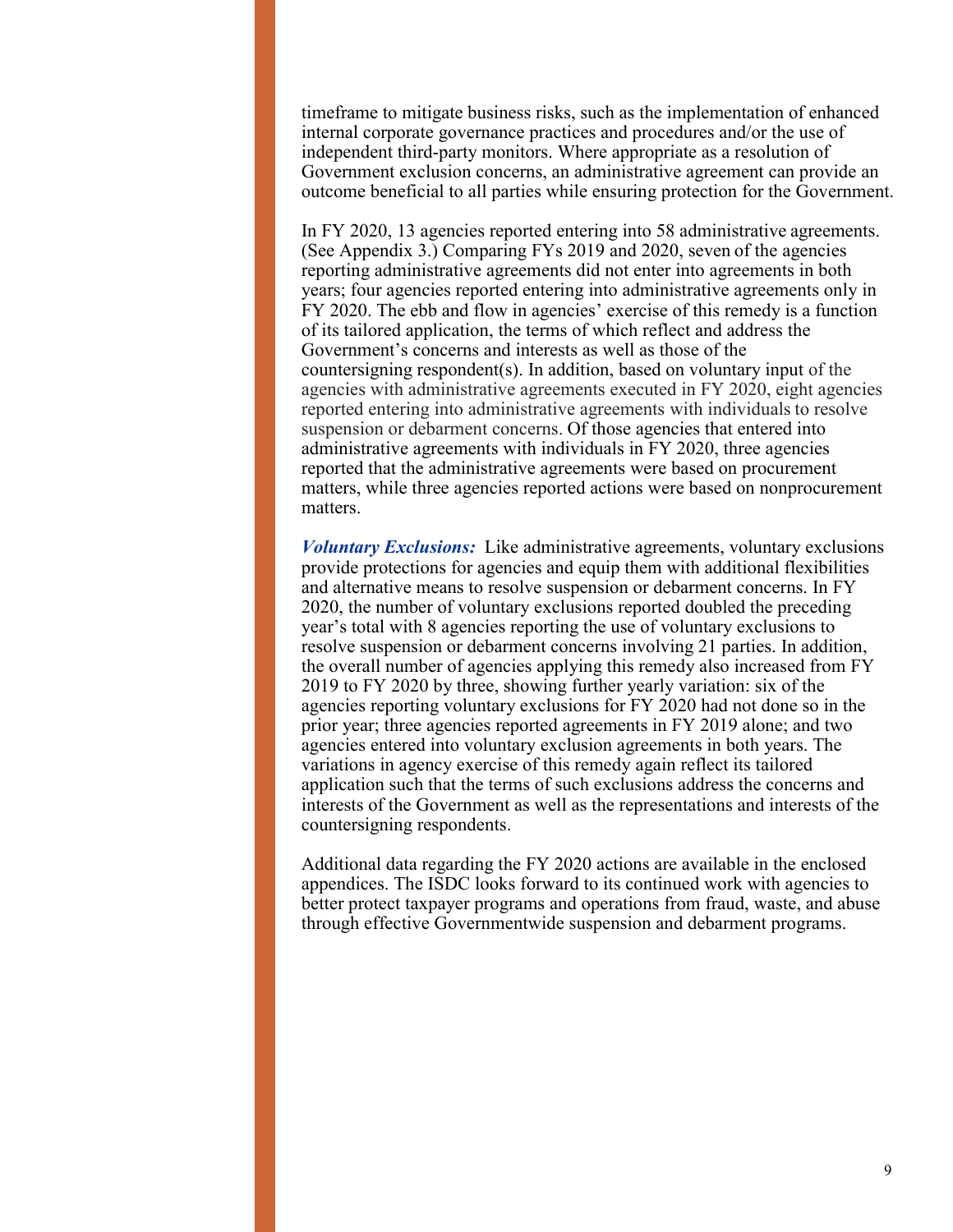timeframe to mitigate business risks, such as the implementation of enhanced internal corporate governance practices and procedures and/or the use of independent third-party monitors. Where appropriate as a resolution of Government exclusion concerns, an administrative agreement can provide an outcome beneficial to all parties while ensuring protection for the Government.

In FY 2020, 13 agencies reported entering into 58 administrative agreements. (See Appendix 3.) Comparing FYs 2019 and 2020, seven of the agencies reporting administrative agreements did not enter into agreements in both years; four agencies reported entering into administrative agreements only in FY 2020. The ebb and flow in agencies' exercise of this remedy is a function of its tailored application, the terms of which reflect and address the Government's concerns and interests as well as those of the countersigning respondent(s). In addition, based on voluntary input of the agencies with administrative agreements executed in FY 2020, eight agencies reported entering into administrative agreements with individuals to resolve suspension or debarment concerns. Of those agencies that entered into administrative agreements with individuals in FY 2020, three agencies reported that the administrative agreements were based on procurement matters, while three agencies reported actions were based on nonprocurement matters.

***Voluntary Exclusions:*** Like administrative agreements, voluntary exclusions provide protections for agencies and equip them with additional flexibilities and alternative means to resolve suspension or debarment concerns. In FY 2020, the number of voluntary exclusions reported doubled the preceding year's total with 8 agencies reporting the use of voluntary exclusions to resolve suspension or debarment concerns involving 21 parties. In addition, the overall number of agencies applying this remedy also increased from FY 2019 to FY 2020 by three, showing further yearly variation: six of the agencies reporting voluntary exclusions for FY 2020 had not done so in the prior year; three agencies reported agreements in FY 2019 alone; and two agencies entered into voluntary exclusion agreements in both years. The variations in agency exercise of this remedy again reflect its tailored application such that the terms of such exclusions address the concerns and interests of the Government as well as the representations and interests of the countersigning respondents.

Additional data regarding the FY 2020 actions are available in the enclosed appendices. The ISDC looks forward to its continued work with agencies to better protect taxpayer programs and operations from fraud, waste, and abuse through effective Governmentwide suspension and debarment programs.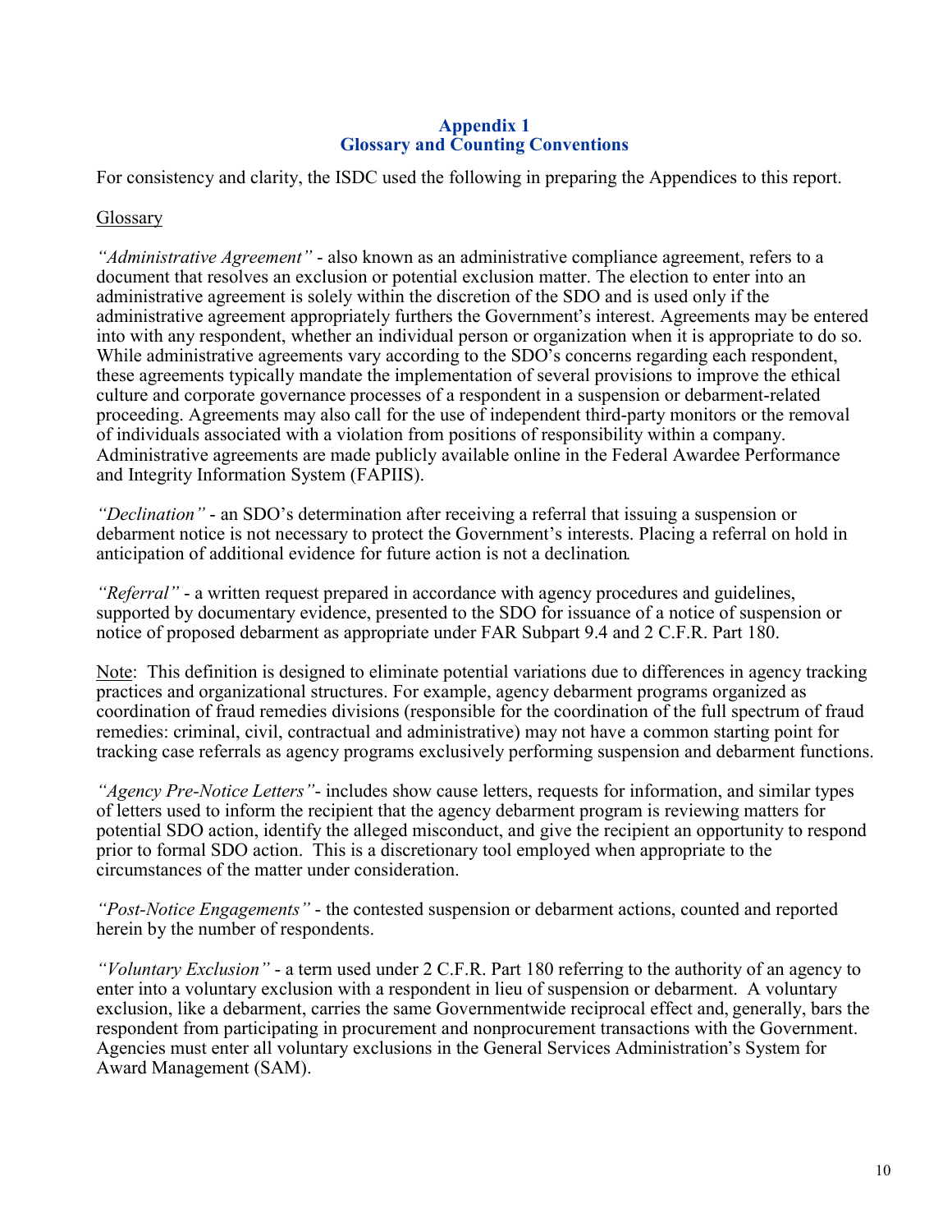## Appendix 1
## Glossary and Counting Conventions

For consistency and clarity, the ISDC used the following in preparing the Appendices to this report.

Glossary

*"Administrative Agreement"* - also known as an administrative compliance agreement, refers to a document that resolves an exclusion or potential exclusion matter. The election to enter into an administrative agreement is solely within the discretion of the SDO and is used only if the administrative agreement appropriately furthers the Government's interest. Agreements may be entered into with any respondent, whether an individual person or organization when it is appropriate to do so. While administrative agreements vary according to the SDO's concerns regarding each respondent, these agreements typically mandate the implementation of several provisions to improve the ethical culture and corporate governance processes of a respondent in a suspension or debarment-related proceeding. Agreements may also call for the use of independent third-party monitors or the removal of individuals associated with a violation from positions of responsibility within a company. Administrative agreements are made publicly available online in the Federal Awardee Performance and Integrity Information System (FAPIIS).

*"Declination"* - an SDO's determination after receiving a referral that issuing a suspension or debarment notice is not necessary to protect the Government's interests. Placing a referral on hold in anticipation of additional evidence for future action is not a declination.

*"Referral"* - a written request prepared in accordance with agency procedures and guidelines, supported by documentary evidence, presented to the SDO for issuance of a notice of suspension or notice of proposed debarment as appropriate under FAR Subpart 9.4 and 2 C.F.R. Part 180.

Note: This definition is designed to eliminate potential variations due to differences in agency tracking practices and organizational structures. For example, agency debarment programs organized as coordination of fraud remedies divisions (responsible for the coordination of the full spectrum of fraud remedies: criminal, civil, contractual and administrative) may not have a common starting point for tracking case referrals as agency programs exclusively performing suspension and debarment functions.

*"Agency Pre-Notice Letters"*- includes show cause letters, requests for information, and similar types of letters used to inform the recipient that the agency debarment program is reviewing matters for potential SDO action, identify the alleged misconduct, and give the recipient an opportunity to respond prior to formal SDO action. This is a discretionary tool employed when appropriate to the circumstances of the matter under consideration.

*"Post-Notice Engagements"* - the contested suspension or debarment actions, counted and reported herein by the number of respondents.

*"Voluntary Exclusion"* - a term used under 2 C.F.R. Part 180 referring to the authority of an agency to enter into a voluntary exclusion with a respondent in lieu of suspension or debarment. A voluntary exclusion, like a debarment, carries the same Governmentwide reciprocal effect and, generally, bars the respondent from participating in procurement and nonprocurement transactions with the Government. Agencies must enter all voluntary exclusions in the General Services Administration's System for Award Management (SAM).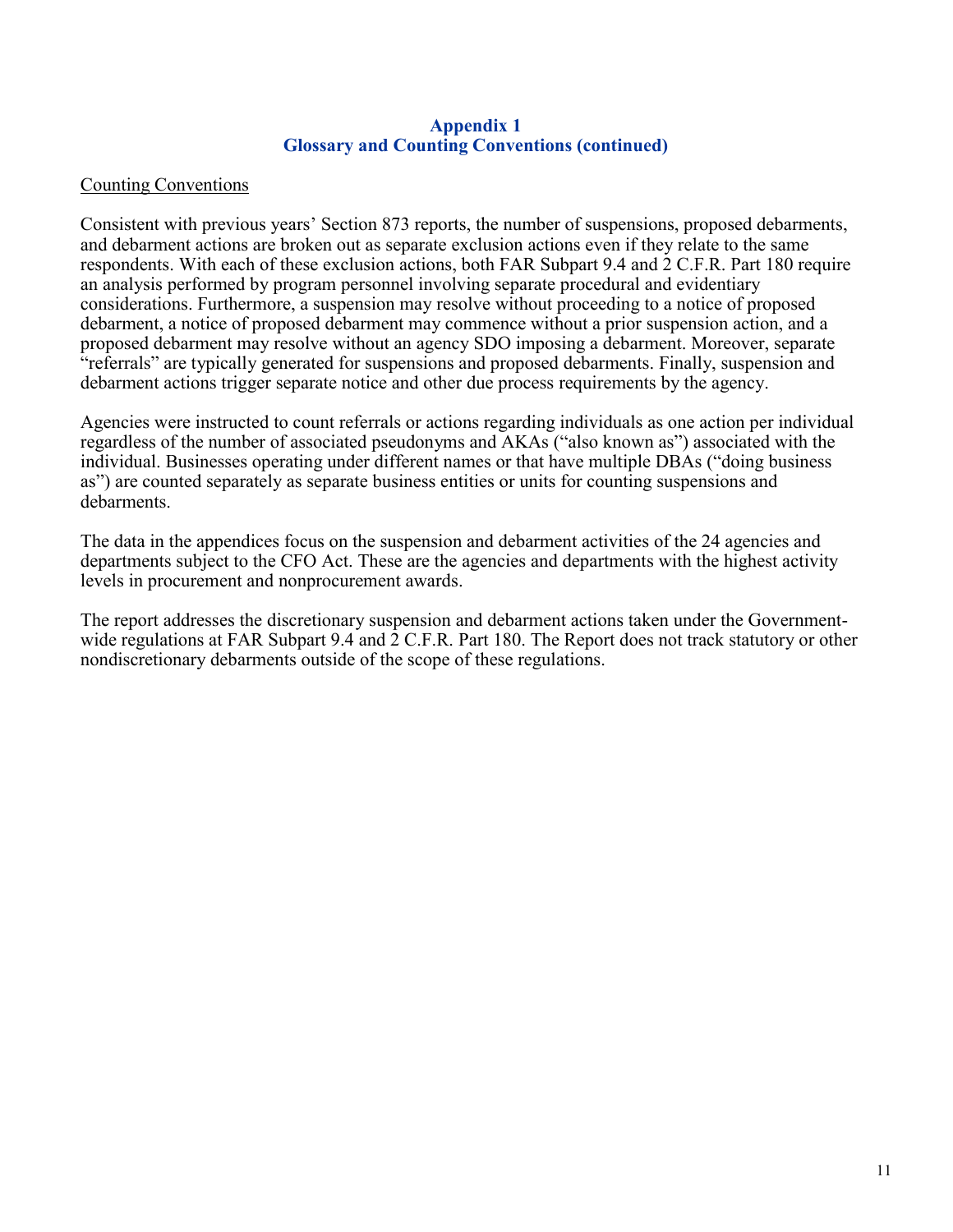## Appendix 1
## Glossary and Counting Conventions (continued)

Counting Conventions

Consistent with previous years' Section 873 reports, the number of suspensions, proposed debarments, and debarment actions are broken out as separate exclusion actions even if they relate to the same respondents. With each of these exclusion actions, both FAR Subpart 9.4 and 2 C.F.R. Part 180 require an analysis performed by program personnel involving separate procedural and evidentiary considerations. Furthermore, a suspension may resolve without proceeding to a notice of proposed debarment, a notice of proposed debarment may commence without a prior suspension action, and a proposed debarment may resolve without an agency SDO imposing a debarment. Moreover, separate "referrals" are typically generated for suspensions and proposed debarments. Finally, suspension and debarment actions trigger separate notice and other due process requirements by the agency.

Agencies were instructed to count referrals or actions regarding individuals as one action per individual regardless of the number of associated pseudonyms and AKAs ("also known as") associated with the individual. Businesses operating under different names or that have multiple DBAs ("doing business as") are counted separately as separate business entities or units for counting suspensions and debarments.

The data in the appendices focus on the suspension and debarment activities of the 24 agencies and departments subject to the CFO Act. These are the agencies and departments with the highest activity levels in procurement and nonprocurement awards.

The report addresses the discretionary suspension and debarment actions taken under the Government-wide regulations at FAR Subpart 9.4 and 2 C.F.R. Part 180. The Report does not track statutory or other nondiscretionary debarments outside of the scope of these regulations.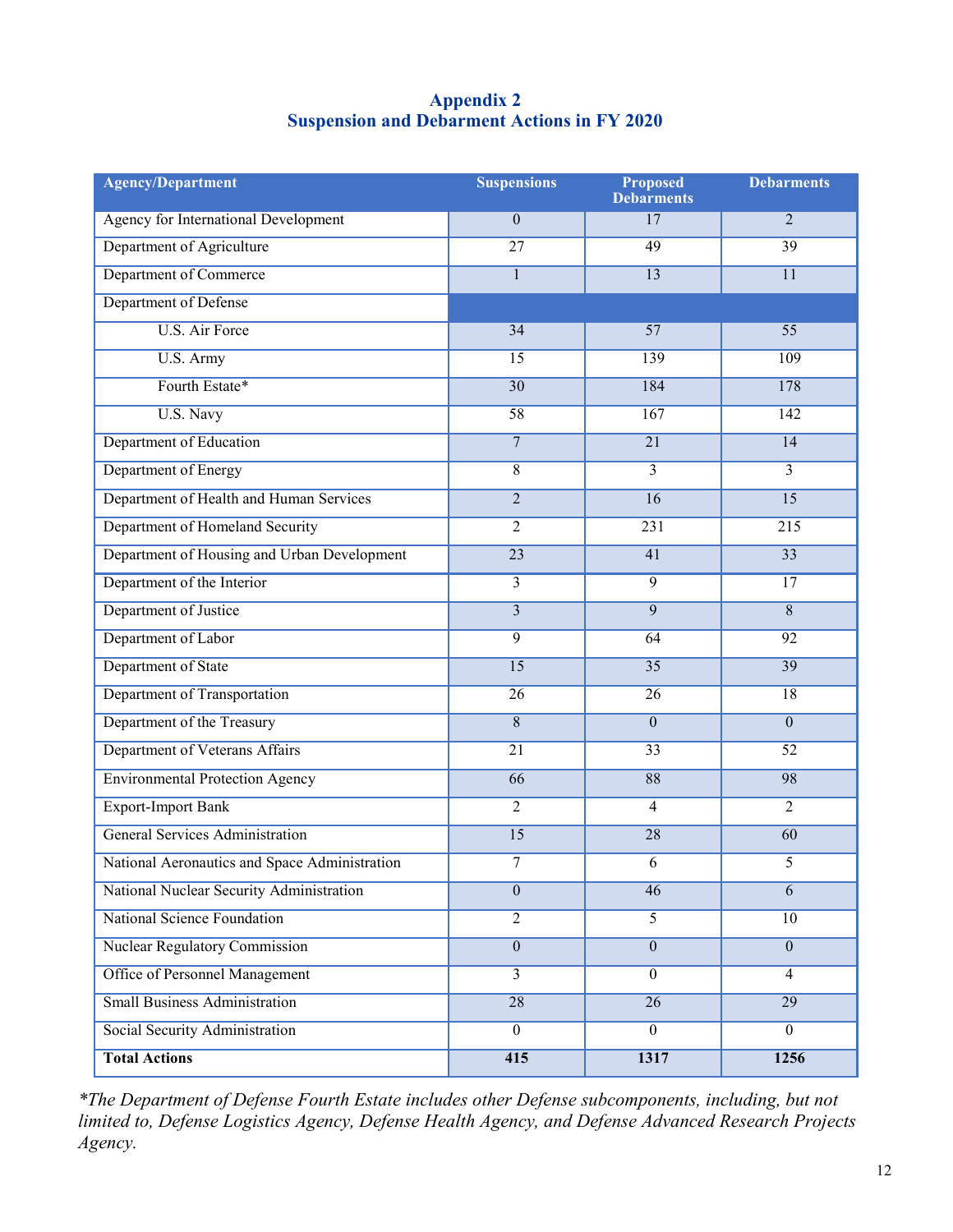## Appendix 2
## Suspension and Debarment Actions in FY 2020

| Agency/Department | Suspensions | Proposed Debarments | Debarments |
|---|---|---|---|
| Agency for International Development | 0 | 17 | 2 |
| Department of Agriculture | 27 | 49 | 39 |
| Department of Commerce | 1 | 13 | 11 |
| Department of Defense | | | |
| U.S. Air Force | 34 | 57 | 55 |
| U.S. Army | 15 | 139 | 109 |
| Fourth Estate* | 30 | 184 | 178 |
| U.S. Navy | 58 | 167 | 142 |
| Department of Education | 7 | 21 | 14 |
| Department of Energy | 8 | 3 | 3 |
| Department of Health and Human Services | 2 | 16 | 15 |
| Department of Homeland Security | 2 | 231 | 215 |
| Department of Housing and Urban Development | 23 | 41 | 33 |
| Department of the Interior | 3 | 9 | 17 |
| Department of Justice | 3 | 9 | 8 |
| Department of Labor | 9 | 64 | 92 |
| Department of State | 15 | 35 | 39 |
| Department of Transportation | 26 | 26 | 18 |
| Department of the Treasury | 8 | 0 | 0 |
| Department of Veterans Affairs | 21 | 33 | 52 |
| Environmental Protection Agency | 66 | 88 | 98 |
| Export-Import Bank | 2 | 4 | 2 |
| General Services Administration | 15 | 28 | 60 |
| National Aeronautics and Space Administration | 7 | 6 | 5 |
| National Nuclear Security Administration | 0 | 46 | 6 |
| National Science Foundation | 2 | 5 | 10 |
| Nuclear Regulatory Commission | 0 | 0 | 0 |
| Office of Personnel Management | 3 | 0 | 4 |
| Small Business Administration | 28 | 26 | 29 |
| Social Security Administration | 0 | 0 | 0 |
| **Total Actions** | **415** | **1317** | **1256** |

*\*The Department of Defense Fourth Estate includes other Defense subcomponents, including, but not limited to, Defense Logistics Agency, Defense Health Agency, and Defense Advanced Research Projects Agency.*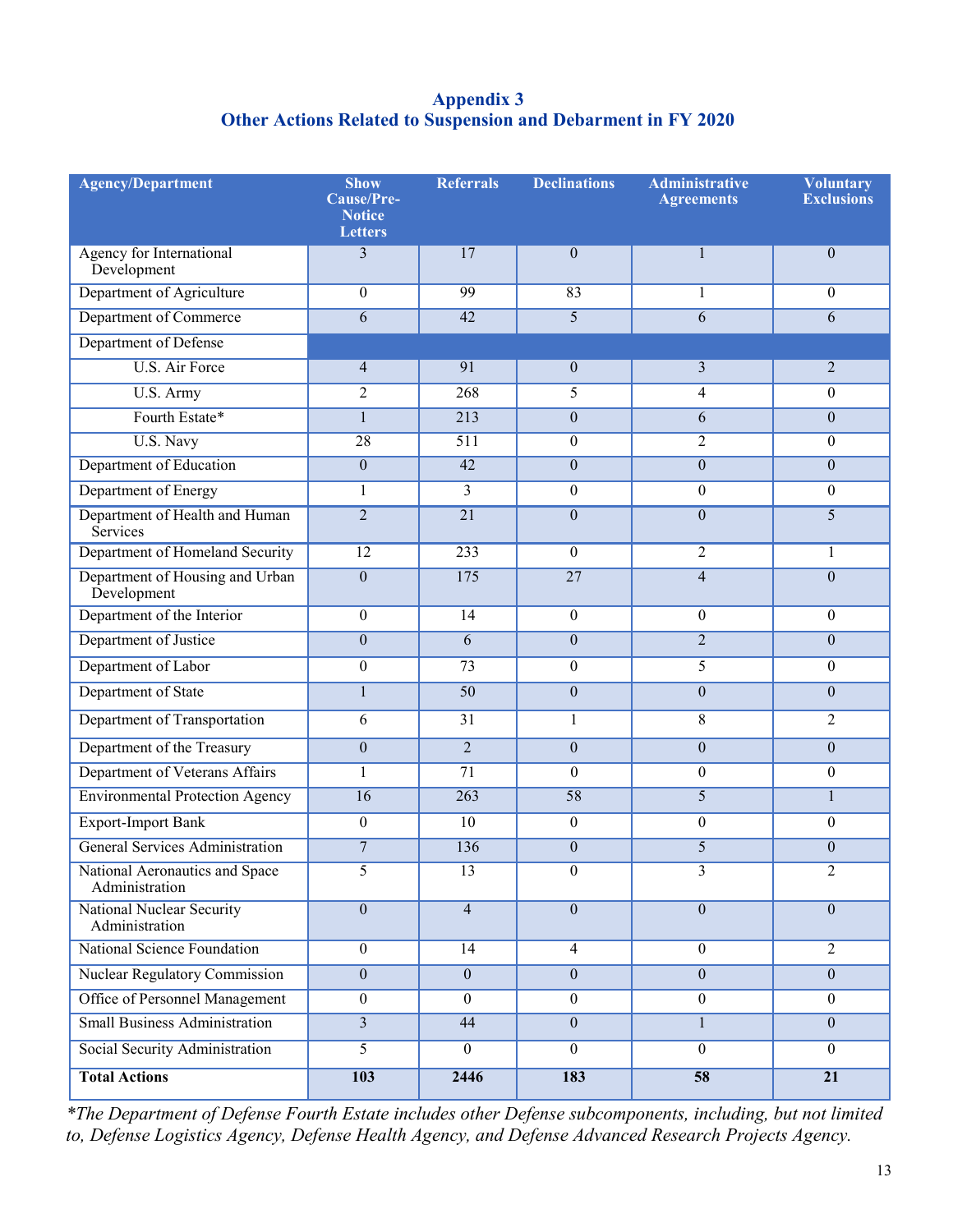# Appendix 3
## Other Actions Related to Suspension and Debarment in FY 2020

| Agency/Department | Show Cause/Pre-Notice Letters | Referrals | Declinations | Administrative Agreements | Voluntary Exclusions |
|---|---|---|---|---|---|
| Agency for International Development | 3 | 17 | 0 | 1 | 0 |
| Department of Agriculture | 0 | 99 | 83 | 1 | 0 |
| Department of Commerce | 6 | 42 | 5 | 6 | 6 |
| Department of Defense | | | | | |
| U.S. Air Force | 4 | 91 | 0 | 3 | 2 |
| U.S. Army | 2 | 268 | 5 | 4 | 0 |
| Fourth Estate* | 1 | 213 | 0 | 6 | 0 |
| U.S. Navy | 28 | 511 | 0 | 2 | 0 |
| Department of Education | 0 | 42 | 0 | 0 | 0 |
| Department of Energy | 1 | 3 | 0 | 0 | 0 |
| Department of Health and Human Services | 2 | 21 | 0 | 0 | 5 |
| Department of Homeland Security | 12 | 233 | 0 | 2 | 1 |
| Department of Housing and Urban Development | 0 | 175 | 27 | 4 | 0 |
| Department of the Interior | 0 | 14 | 0 | 0 | 0 |
| Department of Justice | 0 | 6 | 0 | 2 | 0 |
| Department of Labor | 0 | 73 | 0 | 5 | 0 |
| Department of State | 1 | 50 | 0 | 0 | 0 |
| Department of Transportation | 6 | 31 | 1 | 8 | 2 |
| Department of the Treasury | 0 | 2 | 0 | 0 | 0 |
| Department of Veterans Affairs | 1 | 71 | 0 | 0 | 0 |
| Environmental Protection Agency | 16 | 263 | 58 | 5 | 1 |
| Export-Import Bank | 0 | 10 | 0 | 0 | 0 |
| General Services Administration | 7 | 136 | 0 | 5 | 0 |
| National Aeronautics and Space Administration | 5 | 13 | 0 | 3 | 2 |
| National Nuclear Security Administration | 0 | 4 | 0 | 0 | 0 |
| National Science Foundation | 0 | 14 | 4 | 0 | 2 |
| Nuclear Regulatory Commission | 0 | 0 | 0 | 0 | 0 |
| Office of Personnel Management | 0 | 0 | 0 | 0 | 0 |
| Small Business Administration | 3 | 44 | 0 | 1 | 0 |
| Social Security Administration | 5 | 0 | 0 | 0 | 0 |
| **Total Actions** | **103** | **2446** | **183** | **58** | **21** |

*\*The Department of Defense Fourth Estate includes other Defense subcomponents, including, but not limited to, Defense Logistics Agency, Defense Health Agency, and Defense Advanced Research Projects Agency.*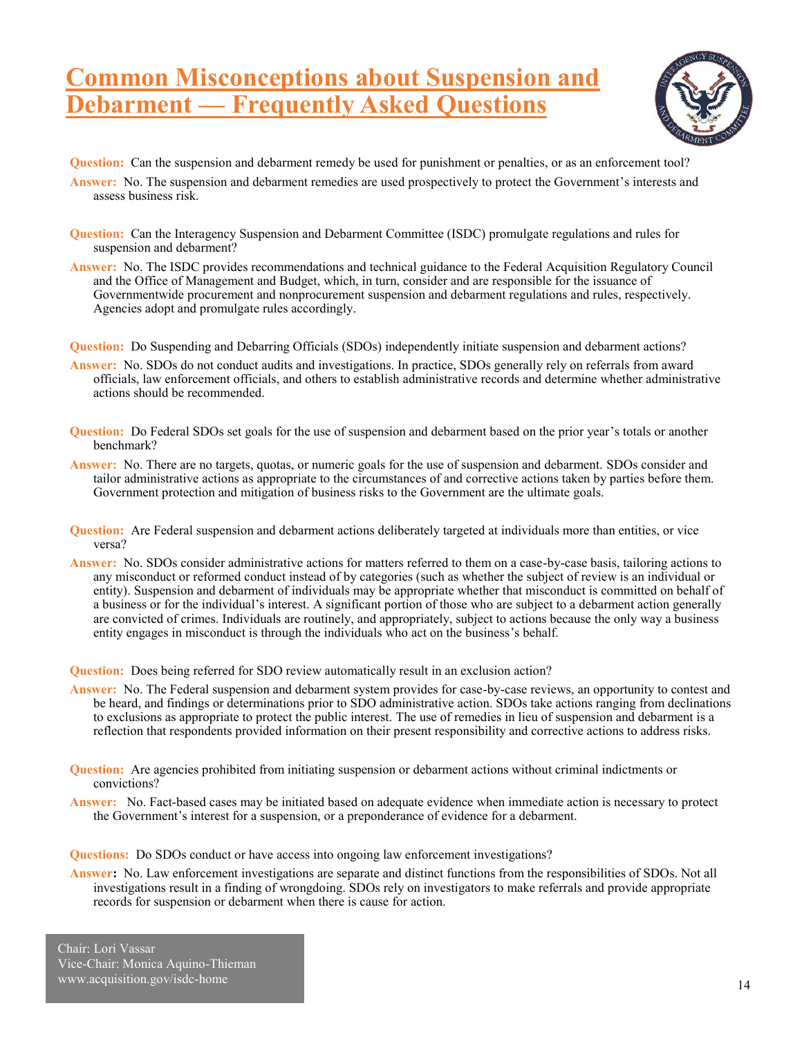# Common Misconceptions about Suspension and Debarment — Frequently Asked Questions

**Question:** Can the suspension and debarment remedy be used for punishment or penalties, or as an enforcement tool?

**Answer:** No. The suspension and debarment remedies are used prospectively to protect the Government's interests and assess business risk.

**Question:** Can the Interagency Suspension and Debarment Committee (ISDC) promulgate regulations and rules for suspension and debarment?

**Answer:** No. The ISDC provides recommendations and technical guidance to the Federal Acquisition Regulatory Council and the Office of Management and Budget, which, in turn, consider and are responsible for the issuance of Governmentwide procurement and nonprocurement suspension and debarment regulations and rules, respectively. Agencies adopt and promulgate rules accordingly.

**Question:** Do Suspending and Debarring Officials (SDOs) independently initiate suspension and debarment actions?

**Answer:** No. SDOs do not conduct audits and investigations. In practice, SDOs generally rely on referrals from award officials, law enforcement officials, and others to establish administrative records and determine whether administrative actions should be recommended.

**Question:** Do Federal SDOs set goals for the use of suspension and debarment based on the prior year's totals or another benchmark?

**Answer:** No. There are no targets, quotas, or numeric goals for the use of suspension and debarment. SDOs consider and tailor administrative actions as appropriate to the circumstances of and corrective actions taken by parties before them. Government protection and mitigation of business risks to the Government are the ultimate goals.

**Question:** Are Federal suspension and debarment actions deliberately targeted at individuals more than entities, or vice versa?

**Answer:** No. SDOs consider administrative actions for matters referred to them on a case-by-case basis, tailoring actions to any misconduct or reformed conduct instead of by categories (such as whether the subject of review is an individual or entity). Suspension and debarment of individuals may be appropriate whether that misconduct is committed on behalf of a business or for the individual's interest. A significant portion of those who are subject to a debarment action generally are convicted of crimes. Individuals are routinely, and appropriately, subject to actions because the only way a business entity engages in misconduct is through the individuals who act on the business's behalf.

**Question:** Does being referred for SDO review automatically result in an exclusion action?

**Answer:** No. The Federal suspension and debarment system provides for case-by-case reviews, an opportunity to contest and be heard, and findings or determinations prior to SDO administrative action. SDOs take actions ranging from declinations to exclusions as appropriate to protect the public interest. The use of remedies in lieu of suspension and debarment is a reflection that respondents provided information on their present responsibility and corrective actions to address risks.

**Question:** Are agencies prohibited from initiating suspension or debarment actions without criminal indictments or convictions?

**Answer:** No. Fact-based cases may be initiated based on adequate evidence when immediate action is necessary to protect the Government's interest for a suspension, or a preponderance of evidence for a debarment.

**Questions:** Do SDOs conduct or have access into ongoing law enforcement investigations?

**Answer:** No. Law enforcement investigations are separate and distinct functions from the responsibilities of SDOs. Not all investigations result in a finding of wrongdoing. SDOs rely on investigators to make referrals and provide appropriate records for suspension or debarment when there is cause for action.

Chair: Lori Vassar
Vice-Chair: Monica Aquino-Thieman
www.acquisition.gov/isdc-home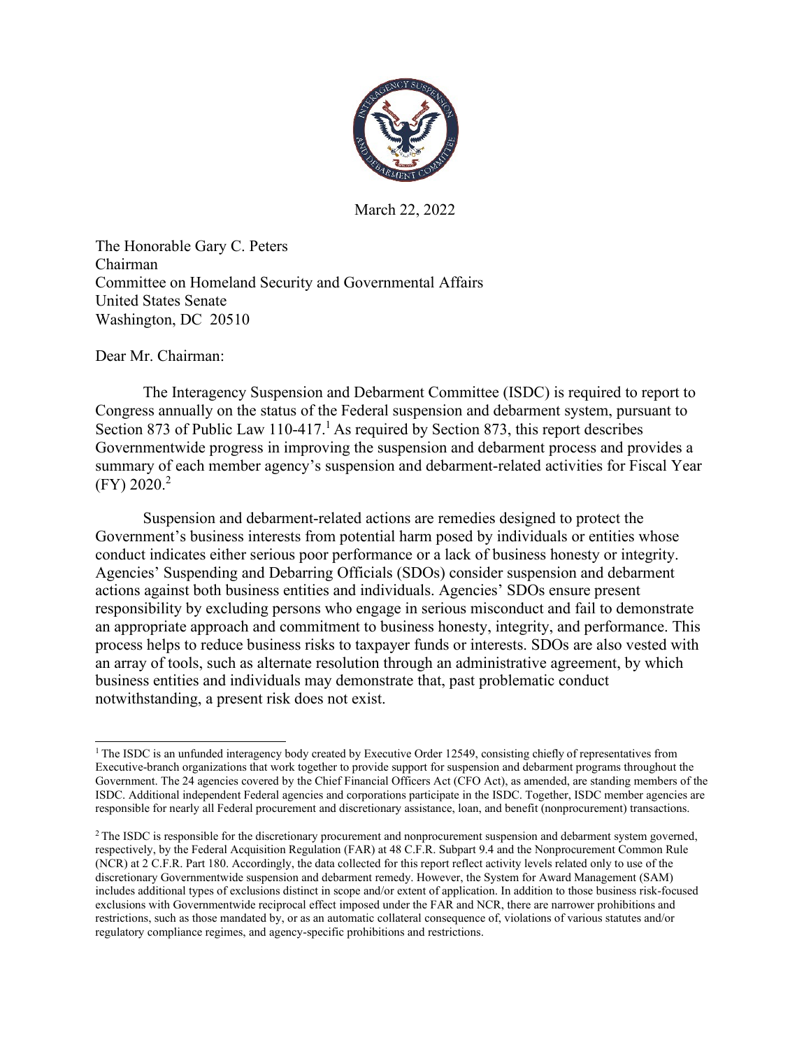March 22, 2022

The Honorable Gary C. Peters
Chairman
Committee on Homeland Security and Governmental Affairs
United States Senate
Washington, DC 20510

Dear Mr. Chairman:

The Interagency Suspension and Debarment Committee (ISDC) is required to report to Congress annually on the status of the Federal suspension and debarment system, pursuant to Section 873 of Public Law 110-417.[1] As required by Section 873, this report describes Governmentwide progress in improving the suspension and debarment process and provides a summary of each member agency's suspension and debarment-related activities for Fiscal Year (FY) 2020.[2]

Suspension and debarment-related actions are remedies designed to protect the Government's business interests from potential harm posed by individuals or entities whose conduct indicates either serious poor performance or a lack of business honesty or integrity. Agencies' Suspending and Debarring Officials (SDOs) consider suspension and debarment actions against both business entities and individuals. Agencies' SDOs ensure present responsibility by excluding persons who engage in serious misconduct and fail to demonstrate an appropriate approach and commitment to business honesty, integrity, and performance. This process helps to reduce business risks to taxpayer funds or interests. SDOs are also vested with an array of tools, such as alternate resolution through an administrative agreement, by which business entities and individuals may demonstrate that, past problematic conduct notwithstanding, a present risk does not exist.

---

[1] The ISDC is an unfunded interagency body created by Executive Order 12549, consisting chiefly of representatives from Executive-branch organizations that work together to provide support for suspension and debarment programs throughout the Government. The 24 agencies covered by the Chief Financial Officers Act (CFO Act), as amended, are standing members of the ISDC. Additional independent Federal agencies and corporations participate in the ISDC. Together, ISDC member agencies are responsible for nearly all Federal procurement and discretionary assistance, loan, and benefit (nonprocurement) transactions.

[2] The ISDC is responsible for the discretionary procurement and nonprocurement suspension and debarment system governed, respectively, by the Federal Acquisition Regulation (FAR) at 48 C.F.R. Subpart 9.4 and the Nonprocurement Common Rule (NCR) at 2 C.F.R. Part 180. Accordingly, the data collected for this report reflect activity levels related only to use of the discretionary Governmentwide suspension and debarment remedy. However, the System for Award Management (SAM) includes additional types of exclusions distinct in scope and/or extent of application. In addition to those business risk-focused exclusions with Governmentwide reciprocal effect imposed under the FAR and NCR, there are narrower prohibitions and restrictions, such as those mandated by, or as an automatic collateral consequence of, violations of various statutes and/or regulatory compliance regimes, and agency-specific prohibitions and restrictions.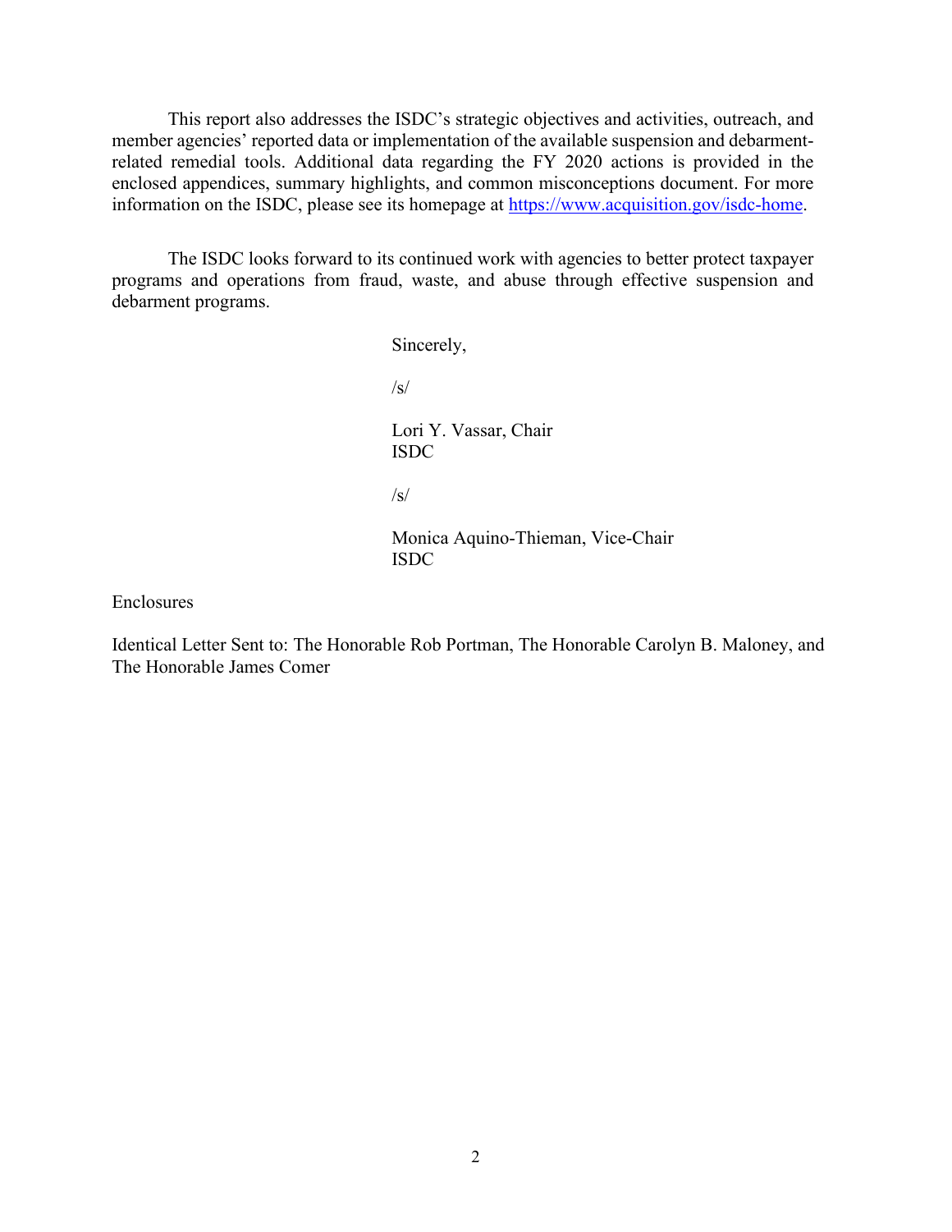This report also addresses the ISDC's strategic objectives and activities, outreach, and member agencies' reported data or implementation of the available suspension and debarment-related remedial tools. Additional data regarding the FY 2020 actions is provided in the enclosed appendices, summary highlights, and common misconceptions document. For more information on the ISDC, please see its homepage at https://www.acquisition.gov/isdc-home.

The ISDC looks forward to its continued work with agencies to better protect taxpayer programs and operations from fraud, waste, and abuse through effective suspension and debarment programs.

Sincerely,

/s/

Lori Y. Vassar, Chair
ISDC

/s/

Monica Aquino-Thieman, Vice-Chair
ISDC

Enclosures

Identical Letter Sent to: The Honorable Rob Portman, The Honorable Carolyn B. Maloney, and The Honorable James Comer